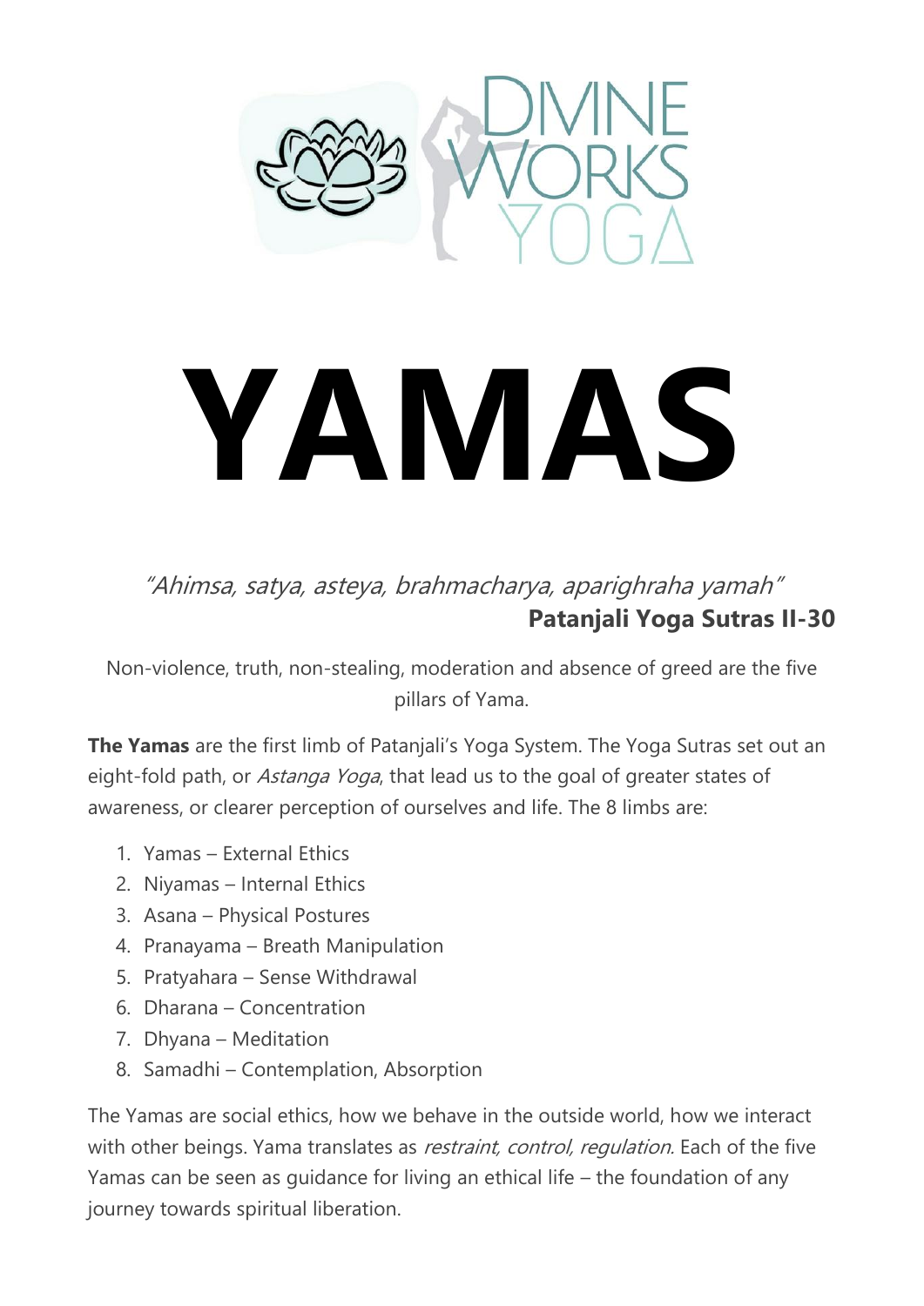# YAMAS

*"Ahimsa, satya, asteya, brahmacharya, aparighraha yamah"*
**Patanjali Yoga Sutras II-30**

Non-violence, truth, non-stealing, moderation and absence of greed are the five pillars of Yama.

**The Yamas** are the first limb of Patanjali's Yoga System. The Yoga Sutras set out an eight-fold path, or *Astanga Yoga*, that lead us to the goal of greater states of awareness, or clearer perception of ourselves and life. The 8 limbs are:

1. Yamas – External Ethics
2. Niyamas – Internal Ethics
3. Asana – Physical Postures
4. Pranayama – Breath Manipulation
5. Pratyahara – Sense Withdrawal
6. Dharana – Concentration
7. Dhyana – Meditation
8. Samadhi – Contemplation, Absorption

The Yamas are social ethics, how we behave in the outside world, how we interact with other beings. Yama translates as *restraint, control, regulation.* Each of the five Yamas can be seen as guidance for living an ethical life – the foundation of any journey towards spiritual liberation.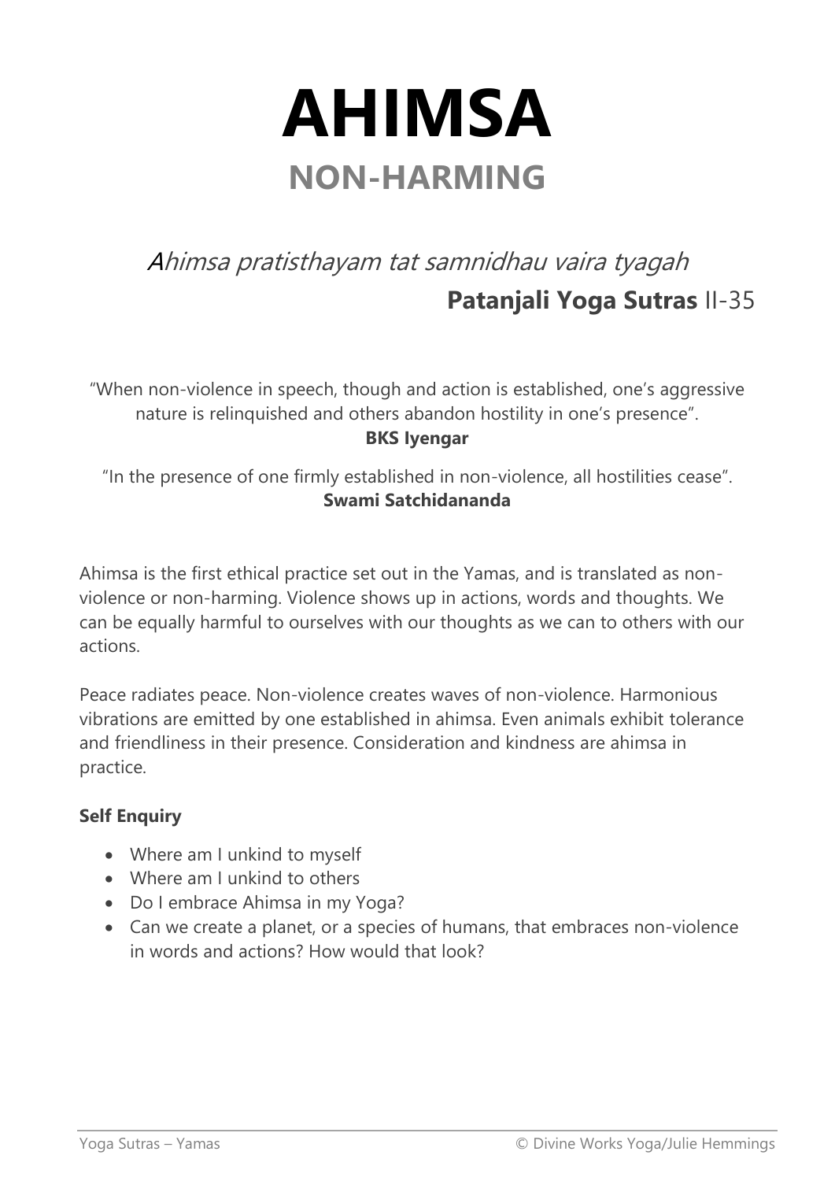# AHIMSA

## NON-HARMING

*Ahimsa pratisthayam tat samnidhau vaira tyagah*

**Patanjali Yoga Sutras** II-35

"When non-violence in speech, though and action is established, one's aggressive nature is relinquished and others abandon hostility in one's presence".
**BKS Iyengar**

"In the presence of one firmly established in non-violence, all hostilities cease".
**Swami Satchidananda**

Ahimsa is the first ethical practice set out in the Yamas, and is translated as non-violence or non-harming. Violence shows up in actions, words and thoughts. We can be equally harmful to ourselves with our thoughts as we can to others with our actions.

Peace radiates peace. Non-violence creates waves of non-violence. Harmonious vibrations are emitted by one established in ahimsa. Even animals exhibit tolerance and friendliness in their presence. Consideration and kindness are ahimsa in practice.

**Self Enquiry**

- Where am I unkind to myself
- Where am I unkind to others
- Do I embrace Ahimsa in my Yoga?
- Can we create a planet, or a species of humans, that embraces non-violence in words and actions? How would that look?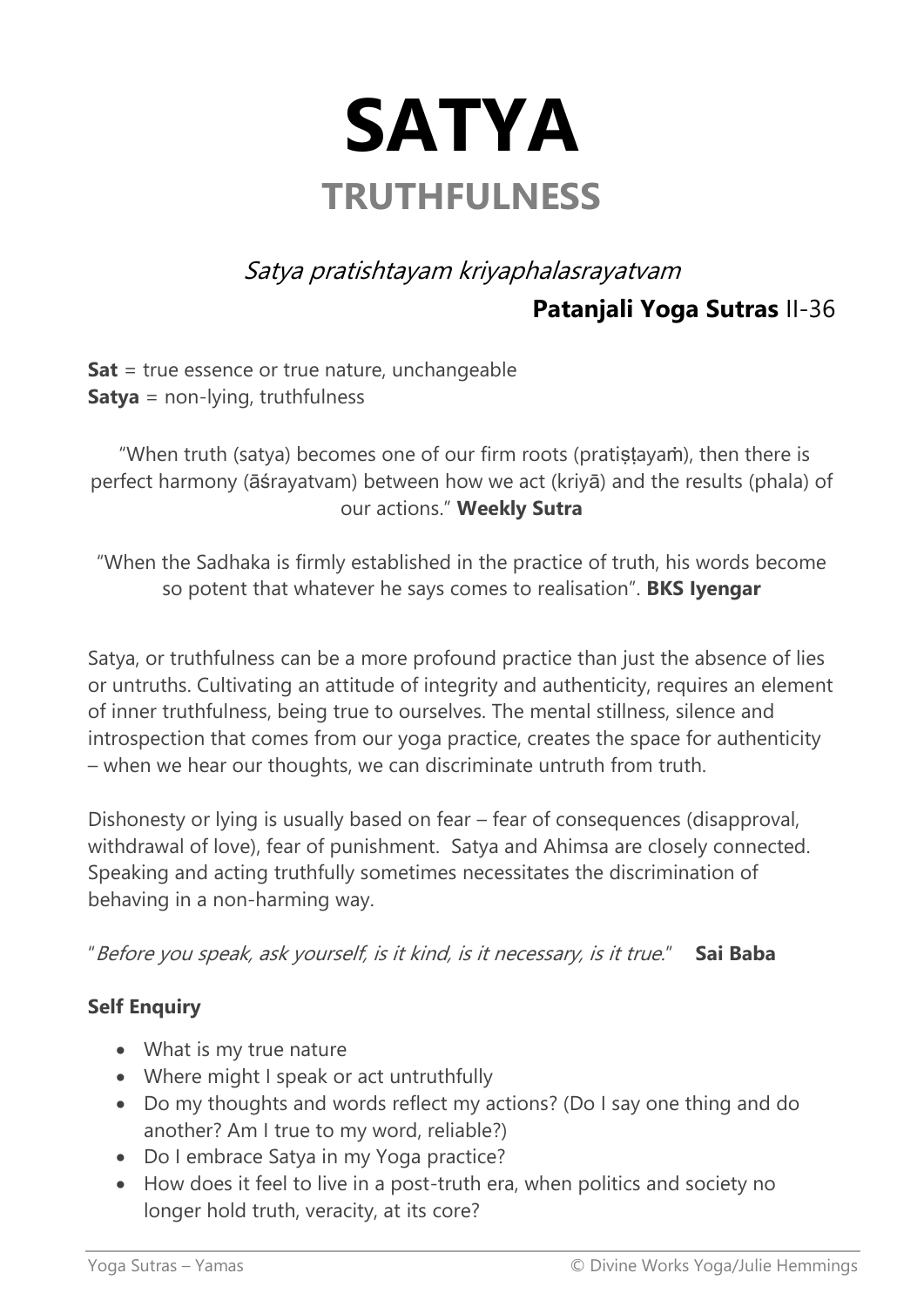# SATYA

## TRUTHFULNESS

*Satya pratishtayam kriyaphalasrayatvam*

**Patanjali Yoga Sutras** II-36

**Sat** = true essence or true nature, unchangeable
**Satya** = non-lying, truthfulness

"When truth (satya) becomes one of our firm roots (pratiṣṭayaṁ), then there is perfect harmony (āśrayatvam) between how we act (kriyā) and the results (phala) of our actions." **Weekly Sutra**

"When the Sadhaka is firmly established in the practice of truth, his words become so potent that whatever he says comes to realisation". **BKS Iyengar**

Satya, or truthfulness can be a more profound practice than just the absence of lies or untruths. Cultivating an attitude of integrity and authenticity, requires an element of inner truthfulness, being true to ourselves. The mental stillness, silence and introspection that comes from our yoga practice, creates the space for authenticity – when we hear our thoughts, we can discriminate untruth from truth.

Dishonesty or lying is usually based on fear – fear of consequences (disapproval, withdrawal of love), fear of punishment. Satya and Ahimsa are closely connected. Speaking and acting truthfully sometimes necessitates the discrimination of behaving in a non-harming way.

"*Before you speak, ask yourself, is it kind, is it necessary, is it true.*" **Sai Baba**

**Self Enquiry**

- What is my true nature
- Where might I speak or act untruthfully
- Do my thoughts and words reflect my actions? (Do I say one thing and do another? Am I true to my word, reliable?)
- Do I embrace Satya in my Yoga practice?
- How does it feel to live in a post-truth era, when politics and society no longer hold truth, veracity, at its core?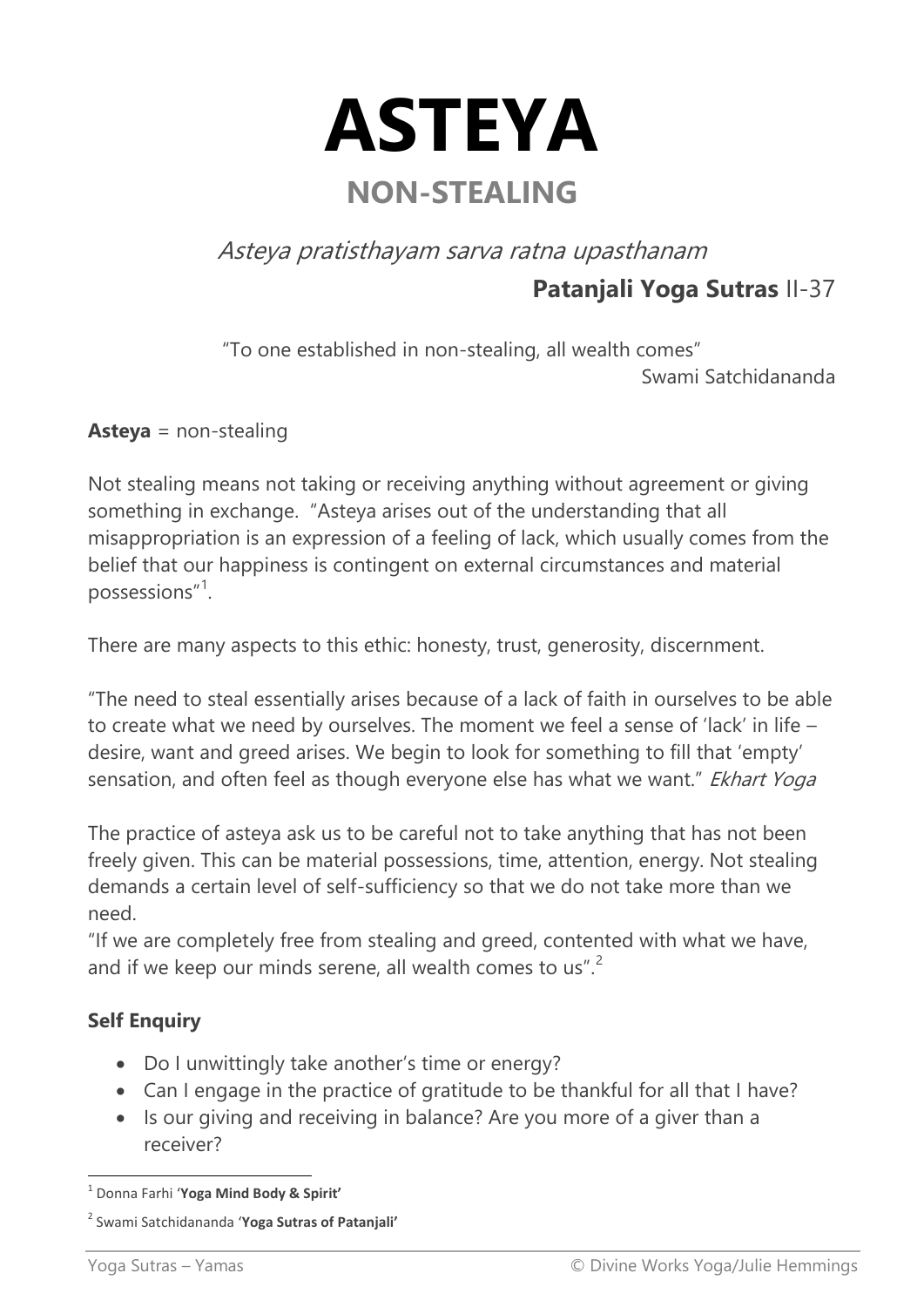# ASTEYA

## NON-STEALING

*Asteya pratisthayam sarva ratna upasthanam*

**Patanjali Yoga Sutras** II-37

"To one established in non-stealing, all wealth comes"
Swami Satchidananda

**Asteya** = non-stealing

Not stealing means not taking or receiving anything without agreement or giving something in exchange. "Asteya arises out of the understanding that all misappropriation is an expression of a feeling of lack, which usually comes from the belief that our happiness is contingent on external circumstances and material possessions"[1].

There are many aspects to this ethic: honesty, trust, generosity, discernment.

"The need to steal essentially arises because of a lack of faith in ourselves to be able to create what we need by ourselves. The moment we feel a sense of 'lack' in life – desire, want and greed arises. We begin to look for something to fill that 'empty' sensation, and often feel as though everyone else has what we want." *Ekhart Yoga*

The practice of asteya ask us to be careful not to take anything that has not been freely given. This can be material possessions, time, attention, energy. Not stealing demands a certain level of self-sufficiency so that we do not take more than we need.

"If we are completely free from stealing and greed, contented with what we have, and if we keep our minds serene, all wealth comes to us".[2]

**Self Enquiry**

- Do I unwittingly take another's time or energy?
- Can I engage in the practice of gratitude to be thankful for all that I have?
- Is our giving and receiving in balance? Are you more of a giver than a receiver?

[1] Donna Farhi '**Yoga Mind Body & Spirit'**

[2] Swami Satchidananda '**Yoga Sutras of Patanjali'**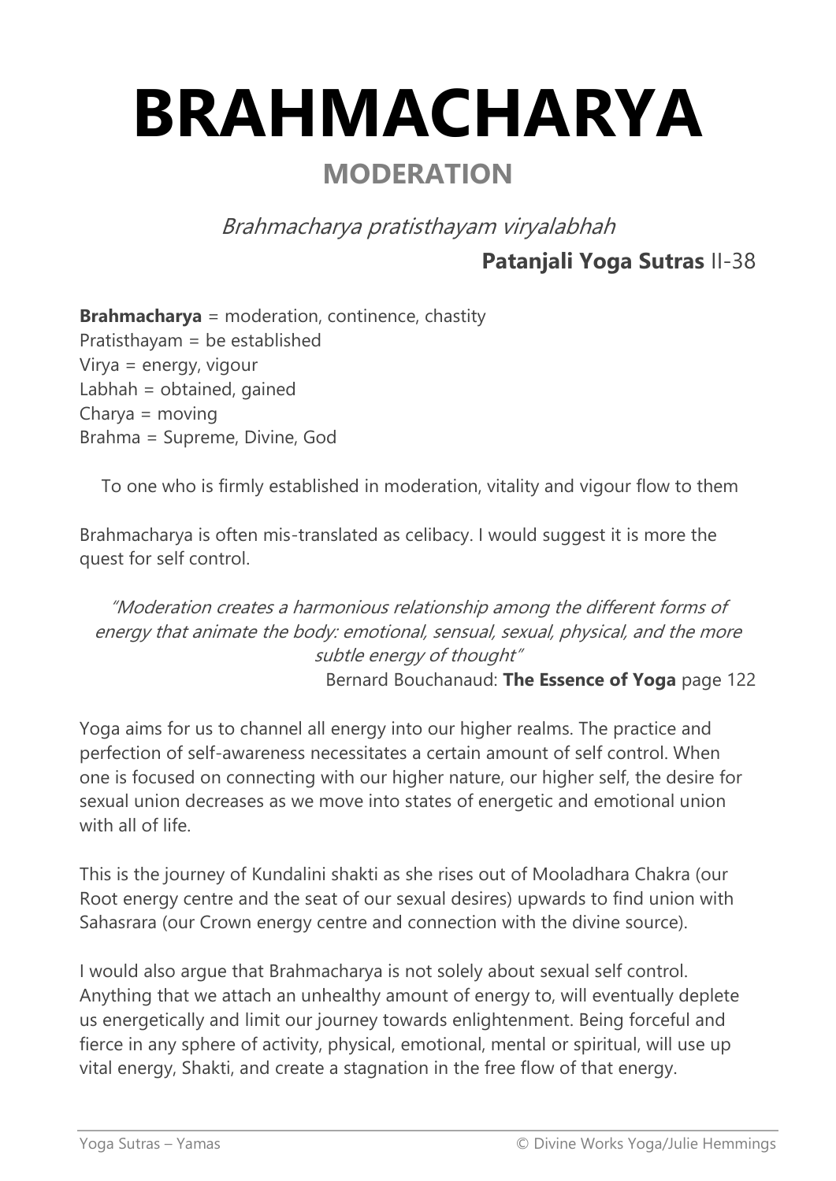# BRAHMACHARYA

## MODERATION

*Brahmacharya pratisthayam viryalabhah*

**Patanjali Yoga Sutras** II-38

**Brahmacharya** = moderation, continence, chastity
Pratisthayam = be established
Virya = energy, vigour
Labhah = obtained, gained
Charya = moving
Brahma = Supreme, Divine, God

To one who is firmly established in moderation, vitality and vigour flow to them

Brahmacharya is often mis-translated as celibacy. I would suggest it is more the quest for self control.

*"Moderation creates a harmonious relationship among the different forms of energy that animate the body: emotional, sensual, sexual, physical, and the more subtle energy of thought"*

Bernard Bouchanaud: **The Essence of Yoga** page 122

Yoga aims for us to channel all energy into our higher realms. The practice and perfection of self-awareness necessitates a certain amount of self control. When one is focused on connecting with our higher nature, our higher self, the desire for sexual union decreases as we move into states of energetic and emotional union with all of life.

This is the journey of Kundalini shakti as she rises out of Mooladhara Chakra (our Root energy centre and the seat of our sexual desires) upwards to find union with Sahasrara (our Crown energy centre and connection with the divine source).

I would also argue that Brahmacharya is not solely about sexual self control. Anything that we attach an unhealthy amount of energy to, will eventually deplete us energetically and limit our journey towards enlightenment. Being forceful and fierce in any sphere of activity, physical, emotional, mental or spiritual, will use up vital energy, Shakti, and create a stagnation in the free flow of that energy.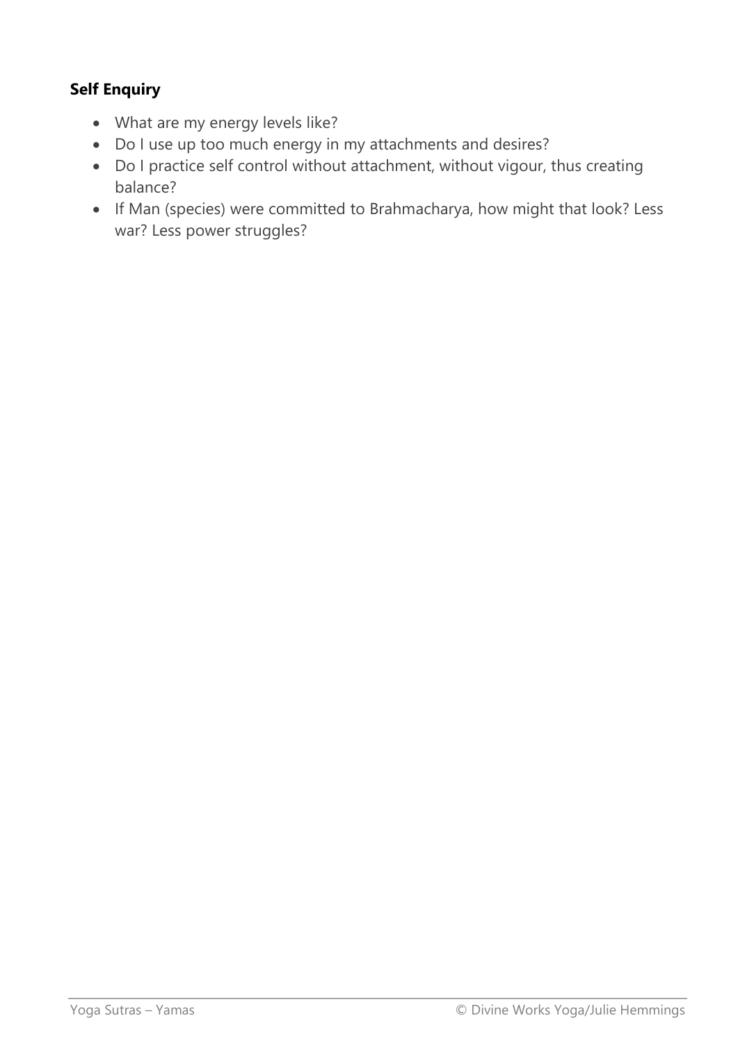**Self Enquiry**

- What are my energy levels like?
- Do I use up too much energy in my attachments and desires?
- Do I practice self control without attachment, without vigour, thus creating balance?
- If Man (species) were committed to Brahmacharya, how might that look? Less war? Less power struggles?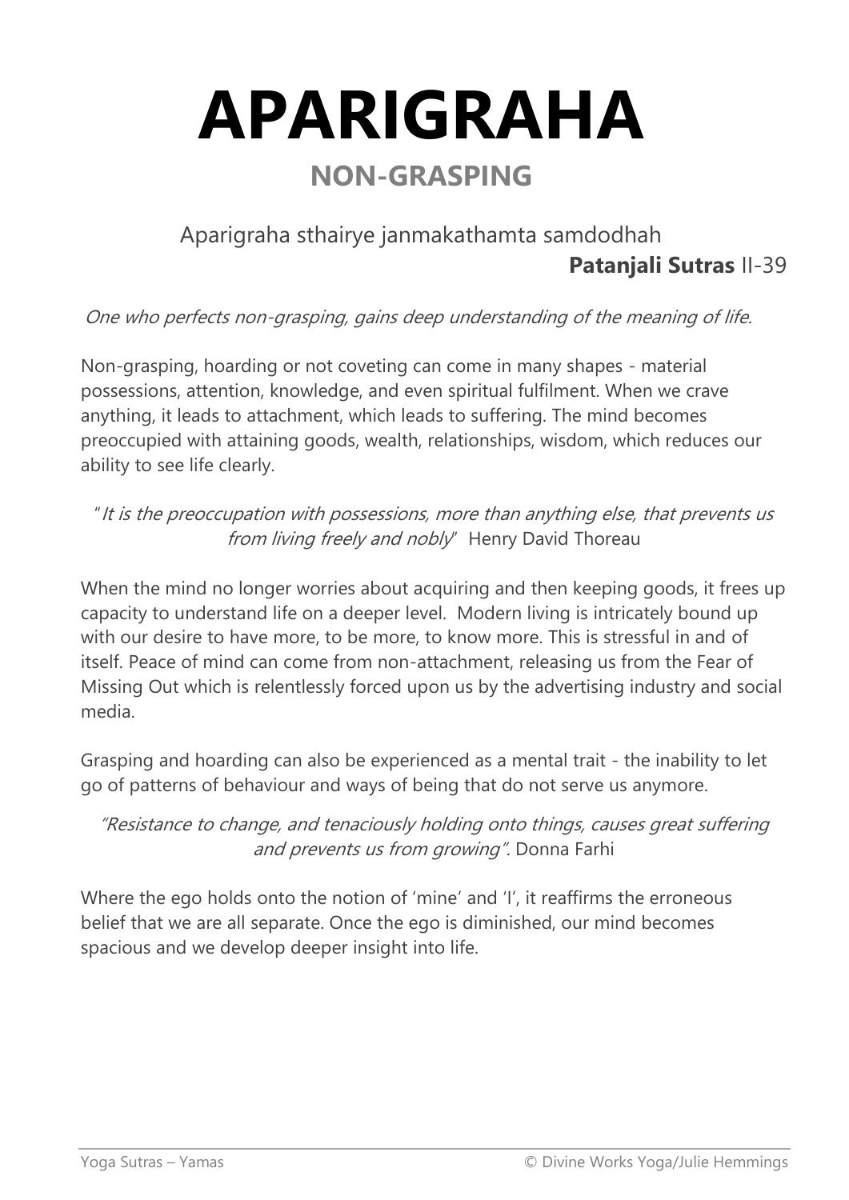# APARIGRAHA

## NON-GRASPING

Aparigraha sthairye janmakathamta samdodhah
**Patanjali Sutras** II-39

*One who perfects non-grasping, gains deep understanding of the meaning of life.*

Non-grasping, hoarding or not coveting can come in many shapes - material possessions, attention, knowledge, and even spiritual fulfilment. When we crave anything, it leads to attachment, which leads to suffering. The mind becomes preoccupied with attaining goods, wealth, relationships, wisdom, which reduces our ability to see life clearly.

"*It is the preoccupation with possessions, more than anything else, that prevents us from living freely and nobly*" Henry David Thoreau

When the mind no longer worries about acquiring and then keeping goods, it frees up capacity to understand life on a deeper level. Modern living is intricately bound up with our desire to have more, to be more, to know more. This is stressful in and of itself. Peace of mind can come from non-attachment, releasing us from the Fear of Missing Out which is relentlessly forced upon us by the advertising industry and social media.

Grasping and hoarding can also be experienced as a mental trait - the inability to let go of patterns of behaviour and ways of being that do not serve us anymore.

*"Resistance to change, and tenaciously holding onto things, causes great suffering and prevents us from growing".* Donna Farhi

Where the ego holds onto the notion of 'mine' and 'I', it reaffirms the erroneous belief that we are all separate. Once the ego is diminished, our mind becomes spacious and we develop deeper insight into life.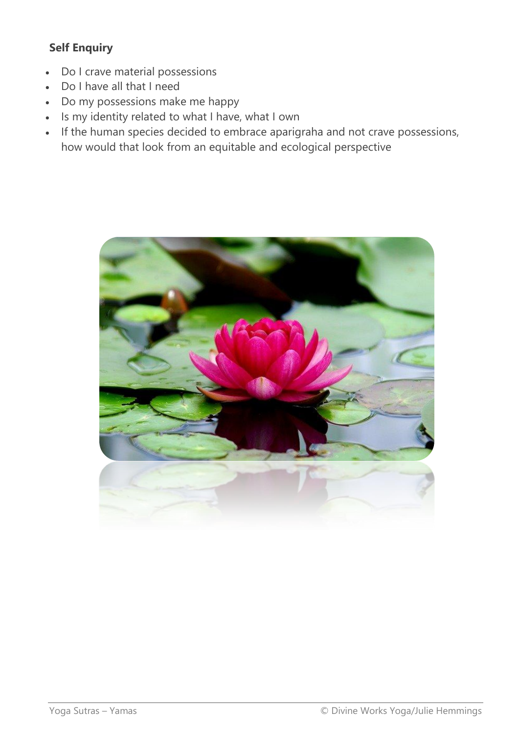**Self Enquiry**

- Do I crave material possessions
- Do I have all that I need
- Do my possessions make me happy
- Is my identity related to what I have, what I own
- If the human species decided to embrace aparigraha and not crave possessions, how would that look from an equitable and ecological perspective